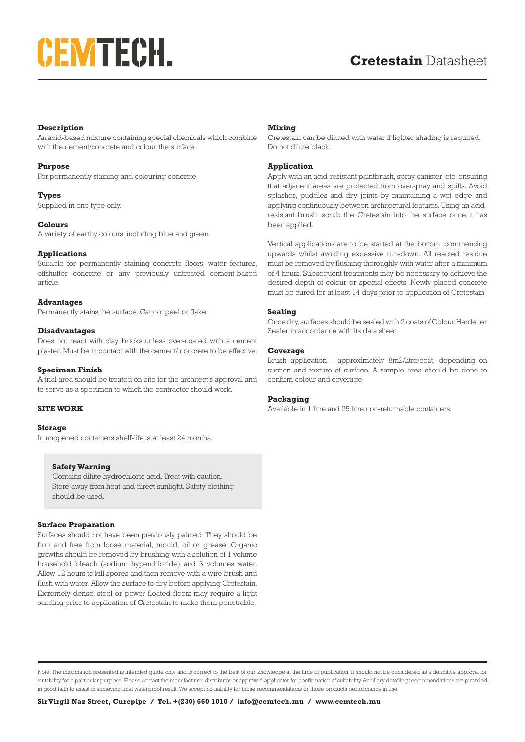# CEMTECH.

# **Cretestain** Datasheet

### Description

An acid-based mixture containing special chemicals which combine with the cement/concrete and colour the surface.

### Purpose

For permanently staining and colouring concrete.

### Types

Supplied in one type only.

### Colours

A variety of earthy colours, including blue and green.

### Applications

Suitable for permanently staining concrete floors, water features, offshutter concrete or any previously untreated cement-based article.

### Advantages

Permanently stains the surface. Cannot peel or flake.

### Disadvantages

Does not react with clay bricks unless over-coated with a cement plaster. Must be in contact with the cement/ concrete to be effective.

### Specimen Finish

A trial area should be treated on-site for the architect's approval and to serve as a specimen to which the contractor should work.

## SITE WORK

### Storage

In unopened containers shelf-life is at least 24 months.

> **Safety Warning**
>
> Contains dilute hydrochloric acid. Treat with caution. Store away from heat and direct sunlight. Safety clothing should be used.

### Surface Preparation

Surfaces should not have been previously painted. They should be firm and free from loose material, mould, oil or grease. Organic growths should be removed by brushing with a solution of 1 volume household bleach (sodium hyperchloride) and 3 volumes water. Allow 12 hours to kill spores and then remove with a wire brush and flush with water. Allow the surface to dry before applying Cretestain. Extremely dense, steel or power floated floors may require a light sanding prior to application of Cretestain to make them penetrable.

### Mixing

Cretestain can be diluted with water if lighter shading is required. Do not dilute black.

### Application

Apply with an acid-resistant paintbrush, spray canister, etc. ensuring that adjacent areas are protected from overspray and spills. Avoid splashes, puddles and dry joints by maintaining a wet edge and applying continuously between architectural features. Using an acid-resistant brush, scrub the Cretestain into the surface once it has been applied.

Vertical applications are to be started at the bottom, commencing upwards whilst avoiding excessive run-down. All reacted residue must be removed by flushing thoroughly with water after a minimum of 4 hours. Subsequent treatments may be necessary to achieve the desired depth of colour or special effects. Newly placed concrete must be cured for at least 14 days prior to application of Cretestain.

### Sealing

Once dry, surfaces should be sealed with 2 coats of Colour Hardener Sealer in accordance with its data sheet.

### Coverage

Brush application - approximately 8m2/litre/coat, depending on suction and texture of surface. A sample area should be done to confirm colour and coverage.

### Packaging

Available in 1 litre and 25 litre non-returnable containers.

---

Note: The information presented is intended guide only and is correct to the best of our knowledge at the time of publication. It should not be considered as a definitive approval for suitability for a particular purpose. Please contact the manufacturer, distributor or approved applicator for confirmation of suitability. Ancillary detailing recommendations are provided in good faith to assist in achieving final waterproof result. We accept no liability for those recommendations or those products performance in use.

**Sir Virgil Naz Street, Curepipe / Tel. +(230) 660 1010 / info@cemtech.mu / www.cemtech.mu**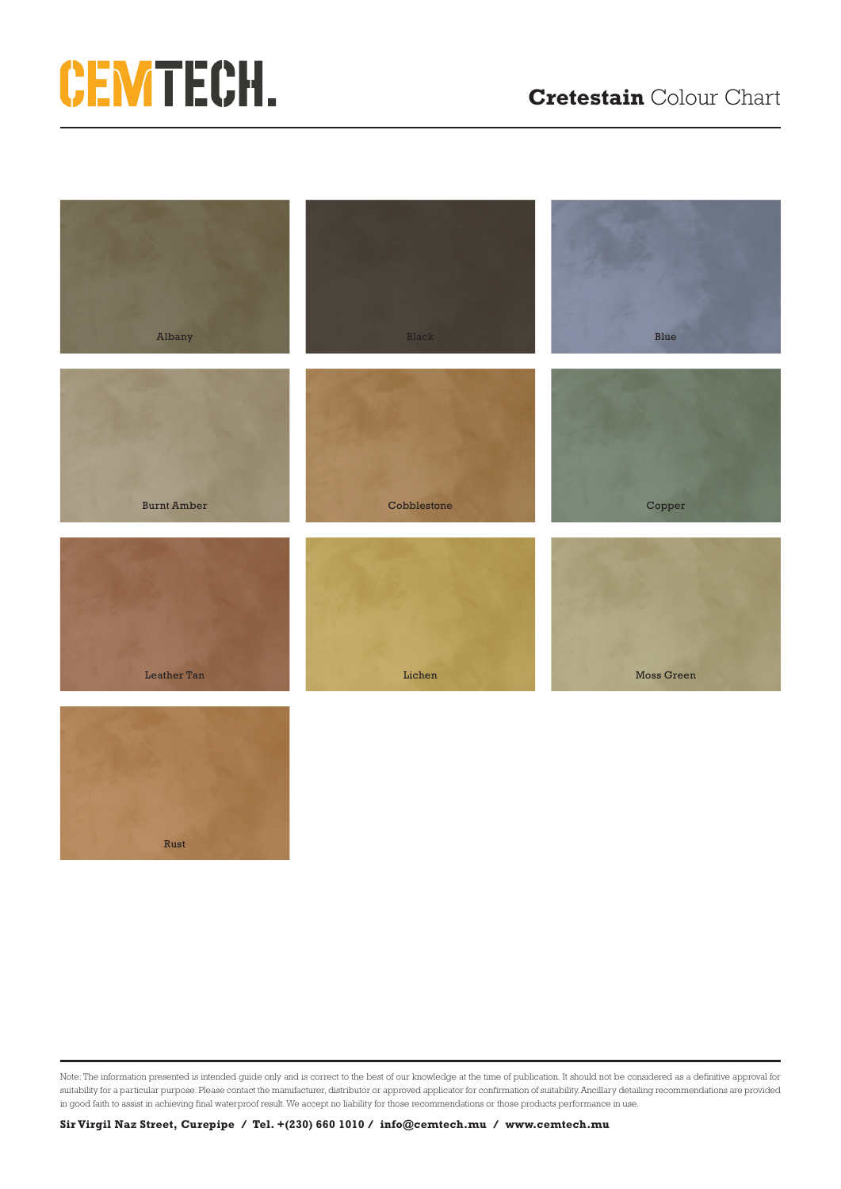# CEMTECH.

## **Cretestain** Colour Chart

Albany

Black

Blue

Burnt Amber

Cobblestone

Copper

Leather Tan

Lichen

Moss Green

Rust

Note: The information presented is intended guide only and is correct to the best of our knowledge at the time of publication. It should not be considered as a definitive approval for suitability for a particular purpose. Please contact the manufacturer, distributor or approved applicator for confirmation of suitability. Ancillary detailing recommendations are provided in good faith to assist in achieving final waterproof result. We accept no liability for those recommendations or those products performance in use.

**Sir Virgil Naz Street, Curepipe / Tel. +(230) 660 1010 / info@cemtech.mu / www.cemtech.mu**